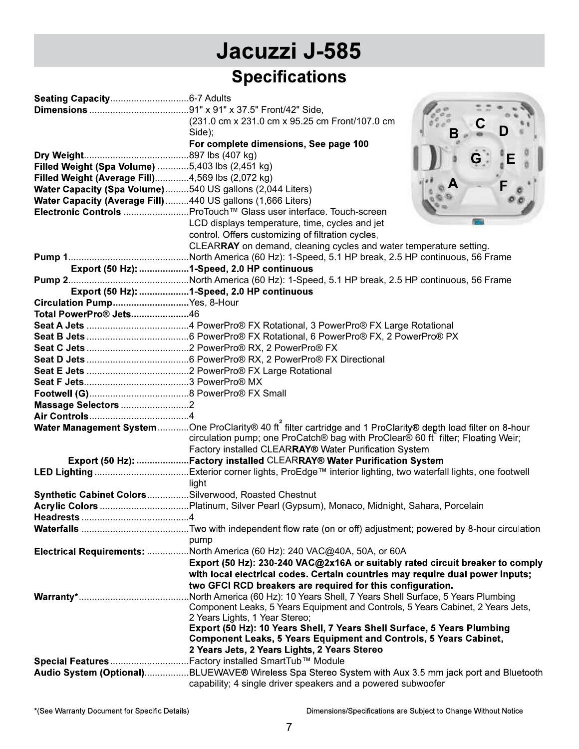# Jacuzzi J-585

## Specifications

**Seating Capacity**..............................6-7 Adults

**Dimensions**......................................91" x 91" x 37.5" Front/42" Side, (231.0 cm x 231.0 cm x 95.25 cm Front/107.0 cm Side);
**For complete dimensions, See page 100**

**Dry Weight**........................................897 lbs (407 kg)

**Filled Weight (Spa Volume)**............5,403 lbs (2,451 kg)

**Filled Weight (Average Fill)**.............4,569 lbs (2,072 kg)

**Water Capacity (Spa Volume)**.........540 US gallons (2,044 Liters)

**Water Capacity (Average Fill)**.........440 US gallons (1,666 Liters)

**Electronic Controls**.........................ProTouch™ Glass user interface. Touch-screen LCD displays temperature, time, cycles and jet control. Offers customizing of filtration cycles, CLEAR**RAY** on demand, cleaning cycles and water temperature setting.

**Pump 1**.............................................North America (60 Hz): 1-Speed, 5.1 HP break, 2.5 HP continuous, 56 Frame
**Export (50 Hz):**..................**1-Speed, 2.0 HP continuous**

**Pump 2**.............................................North America (60 Hz): 1-Speed, 5.1 HP break, 2.5 HP continuous, 56 Frame
**Export (50 Hz):**..................**1-Speed, 2.0 HP continuous**

**Circulation Pump**............................Yes, 8-Hour

**Total PowerPro® Jets**.....................46

**Seat A Jets**.......................................4 PowerPro® FX Rotational, 3 PowerPro® FX Large Rotational

**Seat B Jets**.......................................6 PowerPro® FX Rotational, 6 PowerPro® FX, 2 PowerPro® PX

**Seat C Jets**.......................................2 PowerPro® RX, 2 PowerPro® FX

**Seat D Jets**.......................................6 PowerPro® RX, 2 PowerPro® FX Directional

**Seat E Jets**.......................................2 PowerPro® FX Large Rotational

**Seat F Jets**........................................3 PowerPro® MX

**Footwell (G)**......................................8 PowerPro® FX Small

**Massage Selectors**..........................2

**Air Controls**......................................4

**Water Management System**............One ProClarity® 40 $ft^2$ filter cartridge and 1 ProClarity® depth load filter on 8-hour circulation pump; one ProCatch® bag with ProClear® 60 $ft^2$ filter; Floating Weir; Factory installed CLEAR**RAY®** Water Purification System
**Export (50 Hz):**...................**Factory installed** CLEAR**RAY® Water Purification System**

**LED Lighting**....................................Exterior corner lights, ProEdge™ interior lighting, two waterfall lights, one footwell light

**Synthetic Cabinet Colors**................Silverwood, Roasted Chestnut

**Acrylic Colors**..................................Platinum, Silver Pearl (Gypsum), Monaco, Midnight, Sahara, Porcelain

**Headrests**.........................................4

**Waterfalls**.........................................Two with independent flow rate (on or off) adjustment; powered by 8-hour circulation pump

**Electrical Requirements:**................North America (60 Hz): 240 VAC@40A, 50A, or 60A
**Export (50 Hz): 230-240 VAC@2x16A or suitably rated circuit breaker to comply with local electrical codes. Certain countries may require dual power inputs; two GFCI RCD breakers are required for this configuration.**

**Warranty***..........................................North America (60 Hz): 10 Years Shell, 7 Years Shell Surface, 5 Years Plumbing Component Leaks, 5 Years Equipment and Controls, 5 Years Cabinet, 2 Years Jets, 2 Years Lights, 1 Year Stereo;
**Export (50 Hz): 10 Years Shell, 7 Years Shell Surface, 5 Years Plumbing Component Leaks, 5 Years Equipment and Controls, 5 Years Cabinet, 2 Years Jets, 2 Years Lights, 2 Years Stereo**

**Special Features**..............................Factory installed SmartTub™ Module

**Audio System (Optional)**.................BLUEWAVE® Wireless Spa Stereo System with Aux 3.5 mm jack port and Bluetooth capability; 4 single driver speakers and a powered subwoofer

*(See Warranty Document for Specific Details)

Dimensions/Specifications are Subject to Change Without Notice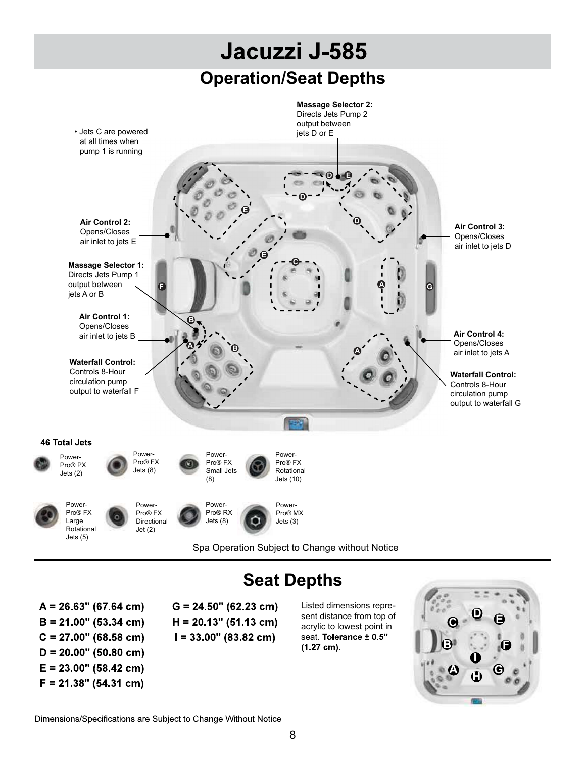# Jacuzzi J-585

## Operation/Seat Depths

**Massage Selector 2:** Directs Jets Pump 2 output between jets D or E

- Jets C are powered at all times when pump 1 is running

**Air Control 2:** Opens/Closes air inlet to jets E

**Air Control 3:** Opens/Closes air inlet to jets D

**Massage Selector 1:** Directs Jets Pump 1 output between jets A or B

**Air Control 1:** Opens/Closes air inlet to jets B

**Air Control 4:** Opens/Closes air inlet to jets A

**Waterfall Control:** Controls 8-Hour circulation pump output to waterfall F

**Waterfall Control:** Controls 8-Hour circulation pump output to waterfall G

**46 Total Jets**

- Power-Pro® PX Jets (2)
- Power-Pro® FX Jets (8)
- Power-Pro® FX Small Jets (8)
- Power-Pro® FX Rotational Jets (10)
- Power-Pro® FX Large Rotational Jets (5)
- Power-Pro® FX Directional Jet (2)
- Power-Pro® RX Jets (8)
- Power-Pro® MX Jets (3)

Spa Operation Subject to Change without Notice

## Seat Depths

A = 26.63" (67.64 cm)
B = 21.00" (53.34 cm)
C = 27.00" (68.58 cm)
D = 20.00" (50.80 cm)
E = 23.00" (58.42 cm)
F = 21.38" (54.31 cm)
G = 24.50" (62.23 cm)
H = 20.13" (51.13 cm)
I = 33.00" (83.82 cm)

Listed dimensions represent distance from top of acrylic to lowest point in seat. **Tolerance ± 0.5" (1.27 cm).**

Dimensions/Specifications are Subject to Change Without Notice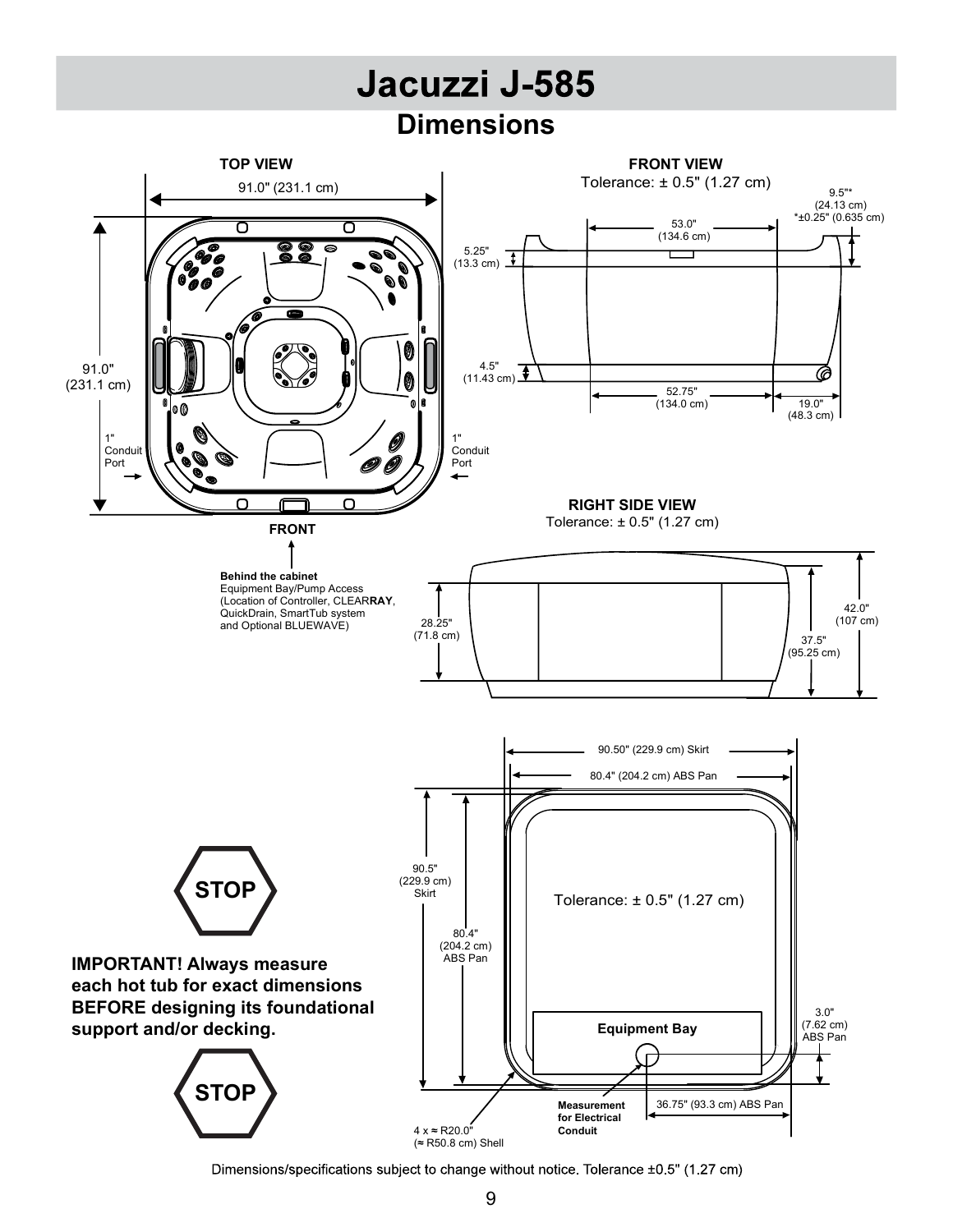# Jacuzzi J-585

## Dimensions

**TOP VIEW**

91.0" (231.1 cm)

91.0" (231.1 cm)

1" Conduit Port

1" Conduit Port

**FRONT**

**Behind the cabinet**
Equipment Bay/Pump Access
(Location of Controller, CLEAR**RAY**, QuickDrain, SmartTub system and Optional BLUEWAVE)

**FRONT VIEW**
Tolerance: ± 0.5" (1.27 cm)

9.5"* (24.13 cm)
*±0.25" (0.635 cm)

53.0" (134.6 cm)

5.25" (13.3 cm)

4.5" (11.43 cm)

52.75" (134.0 cm)

19.0" (48.3 cm)

**RIGHT SIDE VIEW**
Tolerance: ± 0.5" (1.27 cm)

28.25" (71.8 cm)

42.0" (107 cm)

37.5" (95.25 cm)

90.50" (229.9 cm) Skirt

80.4" (204.2 cm) ABS Pan

90.5" (229.9 cm) Skirt

80.4" (204.2 cm) ABS Pan

Tolerance: ± 0.5" (1.27 cm)

**Equipment Bay**

3.0" (7.62 cm) ABS Pan

**Measurement for Electrical Conduit**

36.75" (93.3 cm) ABS Pan

4 x ≈ R20.0" (≈ R50.8 cm) Shell

**STOP**

**IMPORTANT! Always measure each hot tub for exact dimensions BEFORE designing its foundational support and/or decking.**

**STOP**

Dimensions/specifications subject to change without notice. Tolerance ±0.5" (1.27 cm)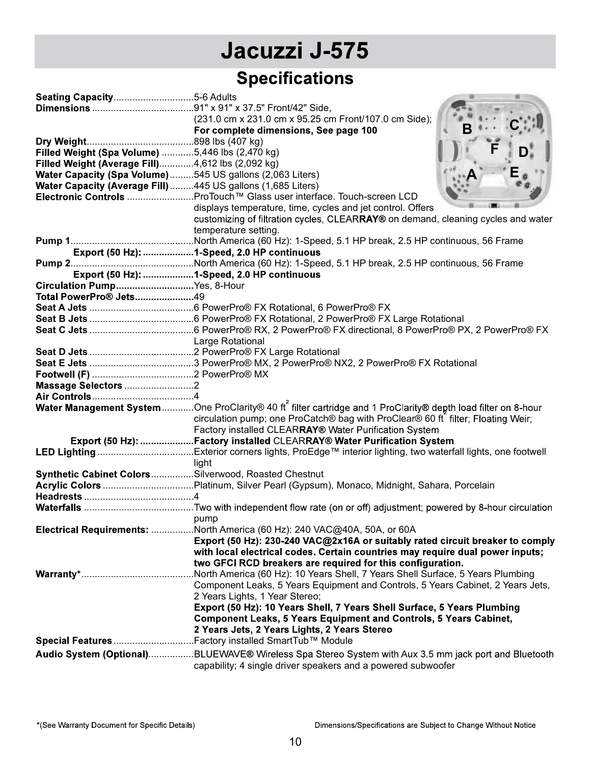# Jacuzzi J-575

## Specifications

**Seating Capacity**..............................5-6 Adults

**Dimensions**......................................91" x 91" x 37.5" Front/42" Side, (231.0 cm x 231.0 cm x 95.25 cm Front/107.0 cm Side); **For complete dimensions, See page 100**

**Dry Weight**........................................898 lbs (407 kg)

**Filled Weight (Spa Volume)**............5,446 lbs (2,470 kg)

**Filled Weight (Average Fill)**.............4,612 lbs (2,092 kg)

**Water Capacity (Spa Volume)**.........545 US gallons (2,063 Liters)

**Water Capacity (Average Fill)**.........445 US gallons (1,685 Liters)

**Electronic Controls**.........................ProTouch™ Glass user interface. Touch-screen LCD displays temperature, time, cycles and jet control. Offers customizing of filtration cycles, CLEAR**RAY®** on demand, cleaning cycles and water temperature setting.

**Pump 1**..............................................North America (60 Hz): 1-Speed, 5.1 HP break, 2.5 HP continuous, 56 Frame

**Export (50 Hz):**...................**1-Speed, 2.0 HP continuous**

**Pump 2**..............................................North America (60 Hz): 1-Speed, 5.1 HP break, 2.5 HP continuous, 56 Frame

**Export (50 Hz):**...................**1-Speed, 2.0 HP continuous**

**Circulation Pump**............................Yes, 8-Hour

**Total PowerPro® Jets**.....................49

**Seat A Jets**.......................................6 PowerPro® FX Rotational, 6 PowerPro® FX

**Seat B Jets**.......................................6 PowerPro® FX Rotational, 2 PowerPro® FX Large Rotational

**Seat C Jets**.......................................6 PowerPro® RX, 2 PowerPro® FX directional, 8 PowerPro® PX, 2 PowerPro® FX Large Rotational

**Seat D Jets**.......................................2 PowerPro® FX Large Rotational

**Seat E Jets**.......................................3 PowerPro® MX, 2 PowerPro® NX2, 2 PowerPro® FX Rotational

**Footwell (F)**......................................2 PowerPro® MX

**Massage Selectors**..........................2

**Air Controls**......................................4

**Water Management System**............One ProClarity® 40 $ft^2$ filter cartridge and 1 ProClarity® depth load filter on 8-hour circulation pump; one ProCatch® bag with ProClear® 60 $ft^2$ filter; Floating Weir; Factory installed CLEAR**RAY®** Water Purification System

**Export (50 Hz):**....................**Factory installed** CLEAR**RAY® Water Purification System**

**LED Lighting**....................................Exterior corners lights, ProEdge™ interior lighting, two waterfall lights, one footwell light

**Synthetic Cabinet Colors**................Silverwood, Roasted Chestnut

**Acrylic Colors**..................................Platinum, Silver Pearl (Gypsum), Monaco, Midnight, Sahara, Porcelain

**Headrests**.........................................4

**Waterfalls**.........................................Two with independent flow rate (on or off) adjustment; powered by 8-hour circulation pump

**Electrical Requirements:**................North America (60 Hz): 240 VAC@40A, 50A, or 60A
**Export (50 Hz): 230-240 VAC@2x16A or suitably rated circuit breaker to comply with local electrical codes. Certain countries may require dual power inputs; two GFCI RCD breakers are required for this configuration.**

**Warranty***..........................................North America (60 Hz): 10 Years Shell, 7 Years Shell Surface, 5 Years Plumbing Component Leaks, 5 Years Equipment and Controls, 5 Years Cabinet, 2 Years Jets, 2 Years Lights, 1 Year Stereo;
**Export (50 Hz): 10 Years Shell, 7 Years Shell Surface, 5 Years Plumbing Component Leaks, 5 Years Equipment and Controls, 5 Years Cabinet, 2 Years Jets, 2 Years Lights, 2 Years Stereo**

**Special Features**..............................Factory installed SmartTub™ Module

**Audio System (Optional)**.................BLUEWAVE® Wireless Spa Stereo System with Aux 3.5 mm jack port and Bluetooth capability; 4 single driver speakers and a powered subwoofer

*(See Warranty Document for Specific Details)

Dimensions/Specifications are Subject to Change Without Notice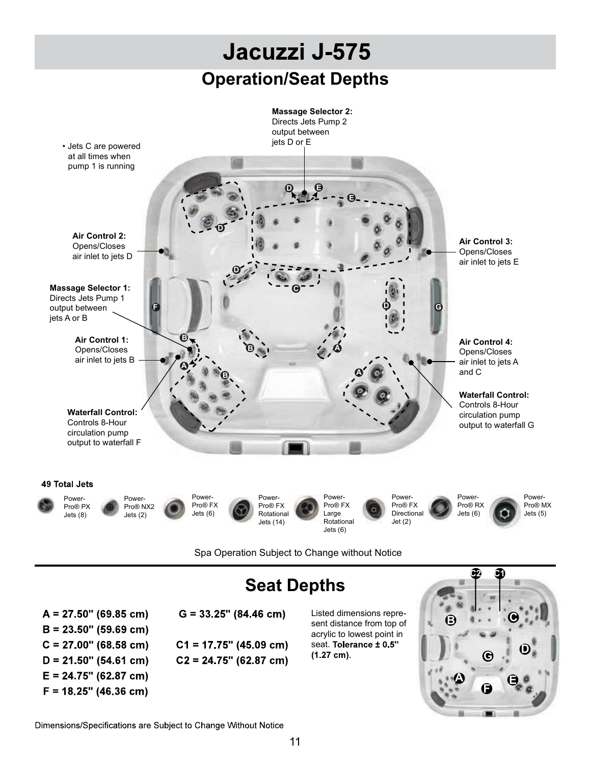# Jacuzzi J-575

## Operation/Seat Depths

**Massage Selector 2:** Directs Jets Pump 2 output between jets D or E

• Jets C are powered at all times when pump 1 is running

**Air Control 2:** Opens/Closes air inlet to jets D

**Air Control 3:** Opens/Closes air inlet to jets E

**Massage Selector 1:** Directs Jets Pump 1 output between jets A or B

**Air Control 1:** Opens/Closes air inlet to jets B

**Air Control 4:** Opens/Closes air inlet to jets A and C

**Waterfall Control:** Controls 8-Hour circulation pump output to waterfall G

**Waterfall Control:** Controls 8-Hour circulation pump output to waterfall F

**49 Total Jets**

- Power-Pro® PX Jets (8)
- Power-Pro® NX2 Jets (2)
- Power-Pro® FX Jets (6)
- Power-Pro® FX Rotational Jets (14)
- Power-Pro® FX Large Rotational Jets (6)
- Power-Pro® FX Directional Jet (2)
- Power-Pro® RX Jets (6)
- Power-Pro® MX Jets (5)

Spa Operation Subject to Change without Notice

## Seat Depths

A = 27.50" (69.85 cm)
B = 23.50" (59.69 cm)
C = 27.00" (68.58 cm)
D = 21.50" (54.61 cm)
E = 24.75" (62.87 cm)
F = 18.25" (46.36 cm)

G = 33.25" (84.46 cm)

C1 = 17.75" (45.09 cm)
C2 = 24.75" (62.87 cm)

Listed dimensions represent distance from top of acrylic to lowest point in seat. **Tolerance ± 0.5" (1.27 cm)**.

Dimensions/Specifications are Subject to Change Without Notice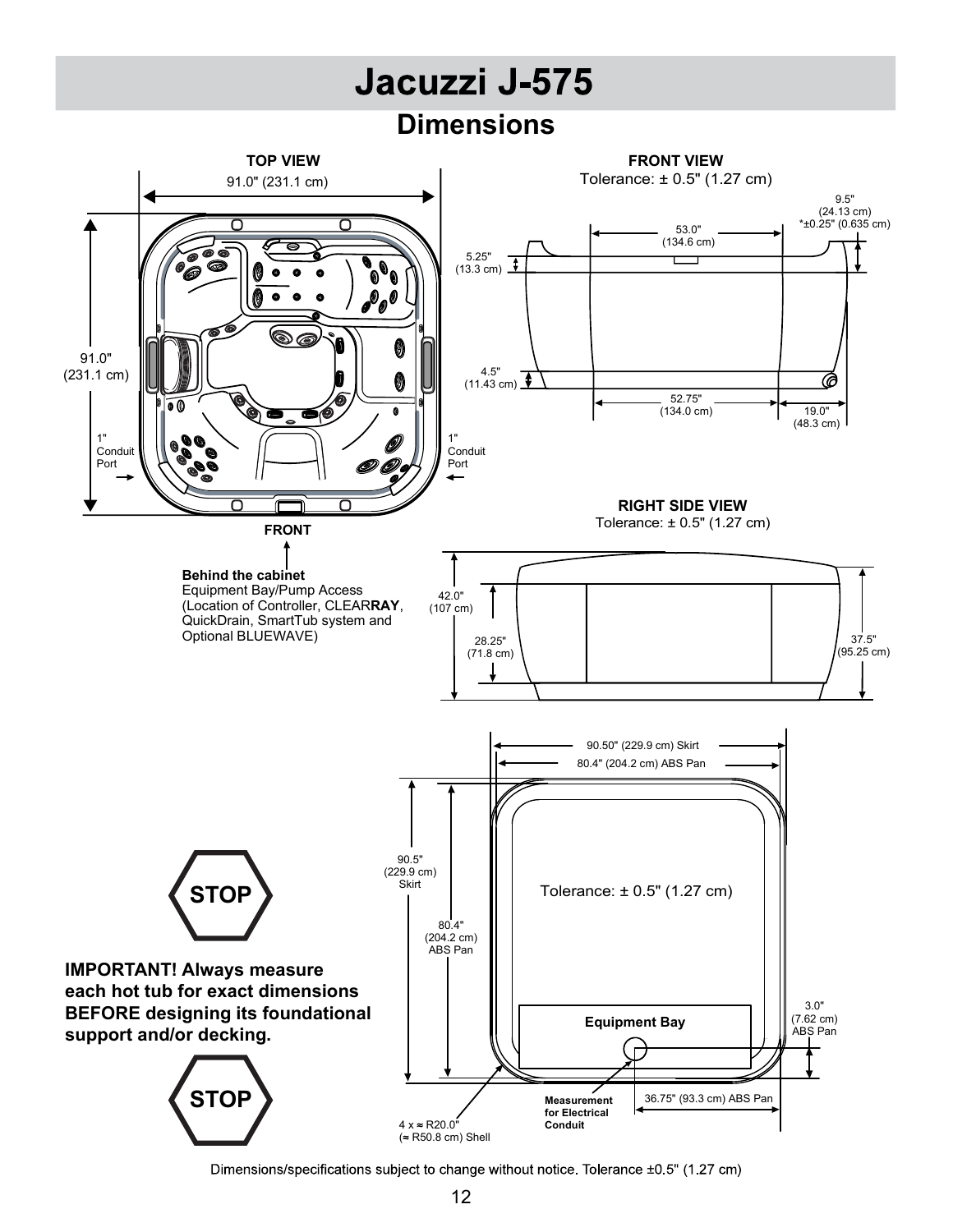# Jacuzzi J-575

## Dimensions

**TOP VIEW**

91.0" (231.1 cm)

91.0"
(231.1 cm)

1"
Conduit
Port

1"
Conduit
Port

**FRONT**

**Behind the cabinet**
Equipment Bay/Pump Access
(Location of Controller, CLEAR**RAY**, QuickDrain, SmartTub system and Optional BLUEWAVE)

**FRONT VIEW**
Tolerance: ± 0.5" (1.27 cm)

9.5"
(24.13 cm)
*±0.25" (0.635 cm)

53.0"
(134.6 cm)

5.25"
(13.3 cm)

4.5"
(11.43 cm)

52.75"
(134.0 cm)

19.0"
(48.3 cm)

**RIGHT SIDE VIEW**
Tolerance: ± 0.5" (1.27 cm)

42.0"
(107 cm)

28.25"
(71.8 cm)

37.5"
(95.25 cm)

90.50" (229.9 cm) Skirt

80.4" (204.2 cm) ABS Pan

90.5"
(229.9 cm)
Skirt

80.4"
(204.2 cm)
ABS Pan

Tolerance: ± 0.5" (1.27 cm)

**Equipment Bay**

3.0"
(7.62 cm)
ABS Pan

**Measurement for Electrical Conduit**

36.75" (93.3 cm) ABS Pan

4 x ≈ R20.0"
(≈ R50.8 cm) Shell

STOP

**IMPORTANT! Always measure each hot tub for exact dimensions BEFORE designing its foundational support and/or decking.**

STOP

Dimensions/specifications subject to change without notice. Tolerance ±0.5" (1.27 cm)